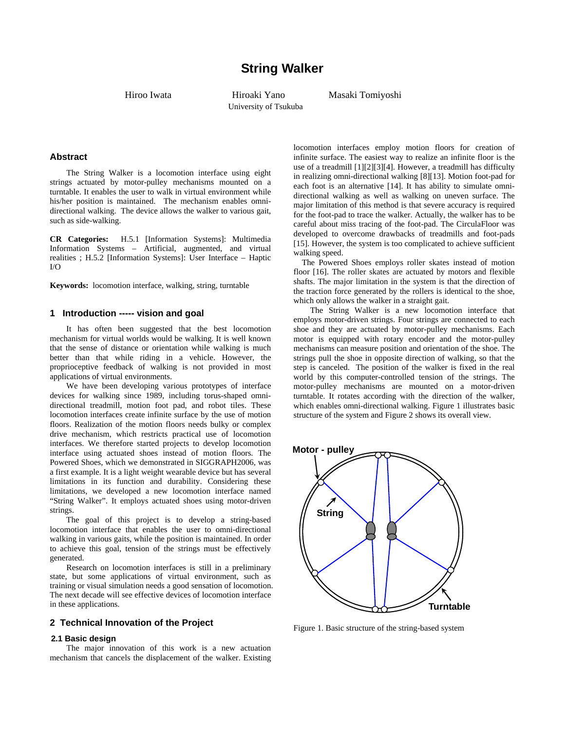# String Walker

Hiroo Iwata Hiroaki Yano Masaki Tomiyoshi

University of Tsukuba

## Abstract

The String Walker is a locomotion interface using eight strings actuated by motor-pulley mechanisms mounted on a turntable. It enables the user to walk in virtual environment while his/her position is maintained. The mechanism enables omni-directional walking. The device allows the walker to various gait, such as side-walking.

**CR Categories:** H.5.1 [Information Systems]: Multimedia Information Systems – Artificial, augmented, and virtual realities ; H.5.2 [Information Systems]: User Interface – Haptic I/O

**Keywords:** locomotion interface, walking, string, turntable

## 1 Introduction ----- vision and goal

It has often been suggested that the best locomotion mechanism for virtual worlds would be walking. It is well known that the sense of distance or orientation while walking is much better than that while riding in a vehicle. However, the proprioceptive feedback of walking is not provided in most applications of virtual environments.

We have been developing various prototypes of interface devices for walking since 1989, including torus-shaped omni-directional treadmill, motion foot pad, and robot tiles. These locomotion interfaces create infinite surface by the use of motion floors. Realization of the motion floors needs bulky or complex drive mechanism, which restricts practical use of locomotion interfaces. We therefore started projects to develop locomotion interface using actuated shoes instead of motion floors. The Powered Shoes, which we demonstrated in SIGGRAPH2006, was a first example. It is a light weight wearable device but has several limitations in its function and durability. Considering these limitations, we developed a new locomotion interface named "String Walker". It employs actuated shoes using motor-driven strings.

The goal of this project is to develop a string-based locomotion interface that enables the user to omni-directional walking in various gaits, while the position is maintained. In order to achieve this goal, tension of the strings must be effectively generated.

Research on locomotion interfaces is still in a preliminary state, but some application of virtual environment, such as training or visual simulation needs a good sensation of locomotion. The next decade will see effective devices of locomotion interface in these applications.

## 2 Technical Innovation of the Project

### 2.1 Basic design

The major innovation of this work is a new actuation mechanism that cancels the displacement of the walker. Existing locomotion interfaces employ motion floors for creation of infinite surface. The easiest way to realize an infinite floor is the use of a treadmill [1][2][3][4]. However, a treadmill has difficulty in realizing omni-directional walking [8][13]. Motion foot-pad for each foot is an alternative [14]. It has ability to simulate omni-directional walking as well as walking on uneven surface. The major limitation of this method is that severe accuracy is required for the foot-pad to trace the walker. Actually, the walker has to be careful about miss tracing of the foot-pad. The CirculaFloor was developed to overcome drawbacks of treadmills and foot-pads [15]. However, the system is too complicated to achieve sufficient walking speed.

The Powered Shoes employs roller skates instead of motion floor [16]. The roller skates are actuated by motors and flexible shafts. The major limitation in the system is that the direction of the traction force generated by the rollers is identical to the shoe, which only allows the walker in a straight gait.

The String Walker is a new locomotion interface that employs motor-driven strings. Four strings are connected to each shoe and they are actuated by motor-pulley mechanisms. Each motor is equipped with rotary encoder and the motor-pulley mechanisms can measure position and orientation of the shoe. The strings pull the shoe in opposite direction of walking, so that the step is canceled. The position of the walker is fixed in the real world by this computer-controlled tension of the strings. The motor-pulley mechanisms are mounted on a motor-driven turntable. It rotates according with the direction of the walker, which enables omni-directional walking. Figure 1 illustrates basic structure of the system and Figure 2 shows its overall view.

Motor - pulley

String

Turntable

Figure 1. Basic structure of the string-based system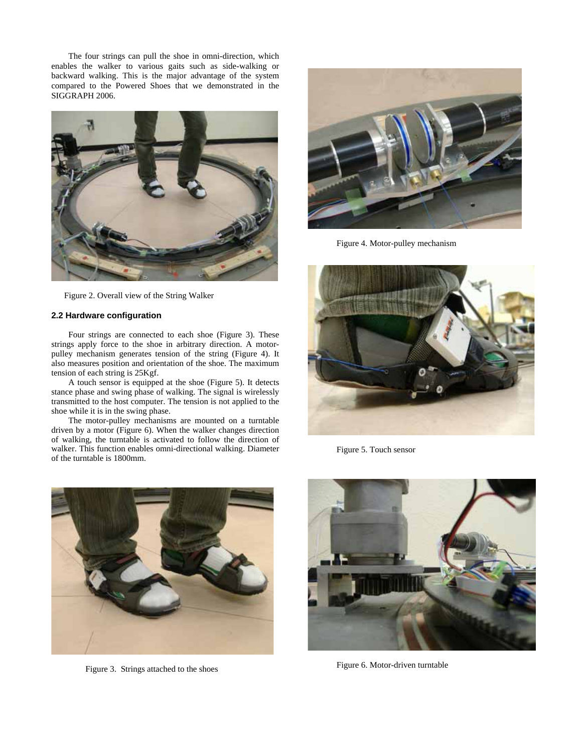The four strings can pull the shoe in omni-direction, which enables the walker to various gaits such as side-walking or backward walking. This is the major advantage of the system compared to the Powered Shoes that we demonstrated in the SIGGRAPH 2006.

Figure 2. Overall view of the String Walker

### 2.2 Hardware configuration

Four strings are connected to each shoe (Figure 3). These strings apply force to the shoe in arbitrary direction. A motor-pulley mechanism generates tension of the string (Figure 4). It also measures position and orientation of the shoe. The maximum tension of each string is 25Kgf.

A touch sensor is equipped at the shoe (Figure 5). It detects stance phase and swing phase of walking. The signal is wirelessly transmitted to the host computer. The tension is not applied to the shoe while it is in the swing phase.

The motor-pulley mechanisms are mounted on a turntable driven by a motor (Figure 6). When the walker changes direction of walking, the turntable is activated to follow the direction of walker. This function enables omni-directional walking. Diameter of the turntable is 1800mm.

Figure 3. Strings attached to the shoes

Figure 4. Motor-pulley mechanism

Figure 5. Touch sensor

Figure 6. Motor-driven turntable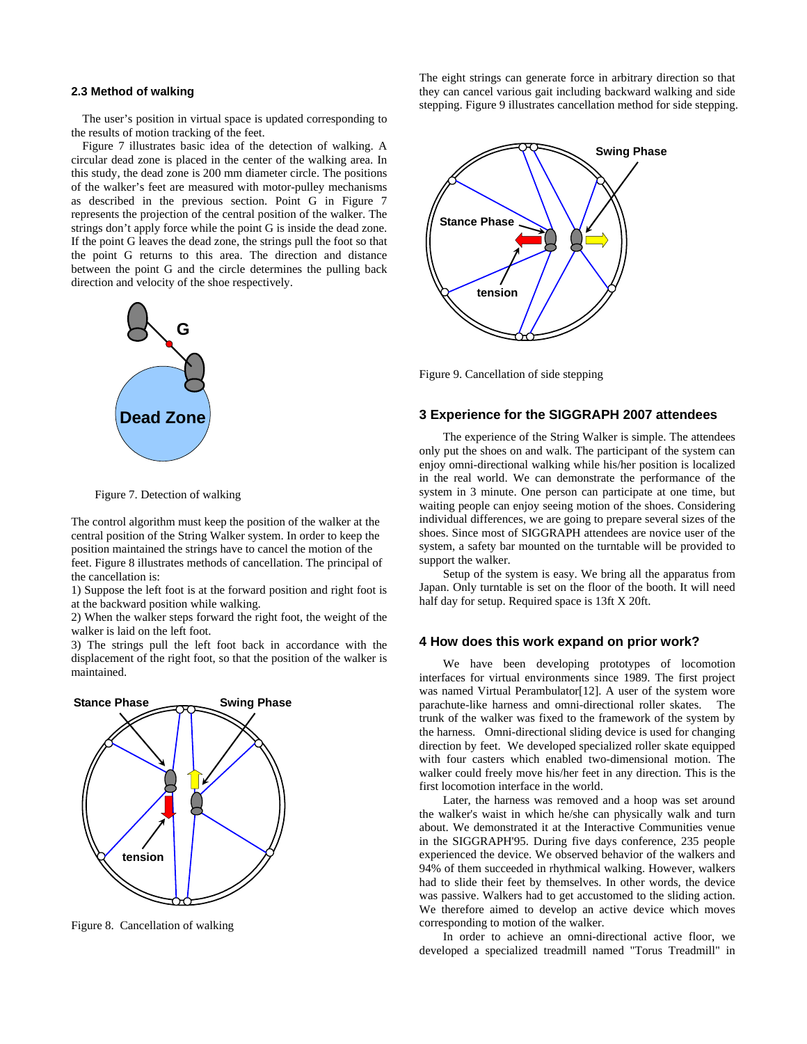### 2.3 Method of walking

The user's position in virtual space is updated corresponding to the results of motion tracking of the feet.

Figure 7 illustrates basic idea of the detection of walking. A circular dead zone is placed in the center of the walking area. In this study, the dead zone is 200 mm diameter circle. The positions of the walker's feet are measured with motor-pulley mechanisms as described in the previous section. Point G in Figure 7 represents the projection of the central position of the walker. The strings don't apply force while the point G is inside the dead zone. If the point G leaves the dead zone, the strings pull the foot so that the point G returns to this area. The direction and distance between the point G and the circle determines the pulling back direction and velocity of the shoe respectively.

Figure 7. Detection of walking

The control algorithm must keep the position of the walker at the central position of the String Walker system. In order to keep the position maintained the strings have to cancel the motion of the feet. Figure 8 illustrates methods of cancellation. The principal of the cancellation is:

1) Suppose the left foot is at the forward position and right foot is at the backward position while walking.
2) When the walker steps forward the right foot, the weight of the walker is laid on the left foot.
3) The strings pull the left foot back in accordance with the displacement of the right foot, so that the position of the walker is maintained.

Figure 8. Cancellation of walking

The eight strings can generate force in arbitrary direction so that they can cancel various gait including backward walking and side stepping. Figure 9 illustrates cancellation method for side stepping.

Figure 9. Cancellation of side stepping

### 3 Experience for the SIGGRAPH 2007 attendees

The experience of the String Walker is simple. The attendees only put the shoes on and walk. The participant of the system can enjoy omni-directional walking while his/her position is localized in the real world. We can demonstrate the performance of the system in 3 minute. One person can participate at one time, but waiting people can enjoy seeing motion of the shoes. Considering individual differences, we are going to prepare several sizes of the shoes. Since most of SIGGRAPH attendees are novice user of the system, a safety bar mounted on the turntable will be provided to support the walker.

Setup of the system is easy. We bring all the apparatus from Japan. Only turntable is set on the floor of the booth. It will need half day for setup. Required space is 13ft X 20ft.

### 4 How does this work expand on prior work?

We have been developing prototypes of locomotion interfaces for virtual environments since 1989. The first project was named Virtual Perambulator[12]. A user of the system wore parachute-like harness and omni-directional roller skates. The trunk of the walker was fixed to the framework of the system by the harness. Omni-directional sliding device is used for changing direction by feet. We developed specialized roller skate equipped with four casters which enabled two-dimensional motion. The walker could freely move his/her feet in any direction. This is the first locomotion interface in the world.

Later, the harness was removed and a hoop was set around the walker's waist in which he/she can physically walk and turn about. We demonstrated it at the Interactive Communities venue in the SIGGRAPH'95. During five days conference, 235 people experienced the device. We observed behavior of the walkers and 94% of them succeeded in rhythmical walking. However, walkers had to slide their feet by themselves. In other words, the device was passive. Walkers had to get accustomed to the sliding action. We therefore aimed to develop an active device which moves corresponding to motion of the walker.

In order to achieve an omni-directional active floor, we developed a specialized treadmill named "Torus Treadmill" in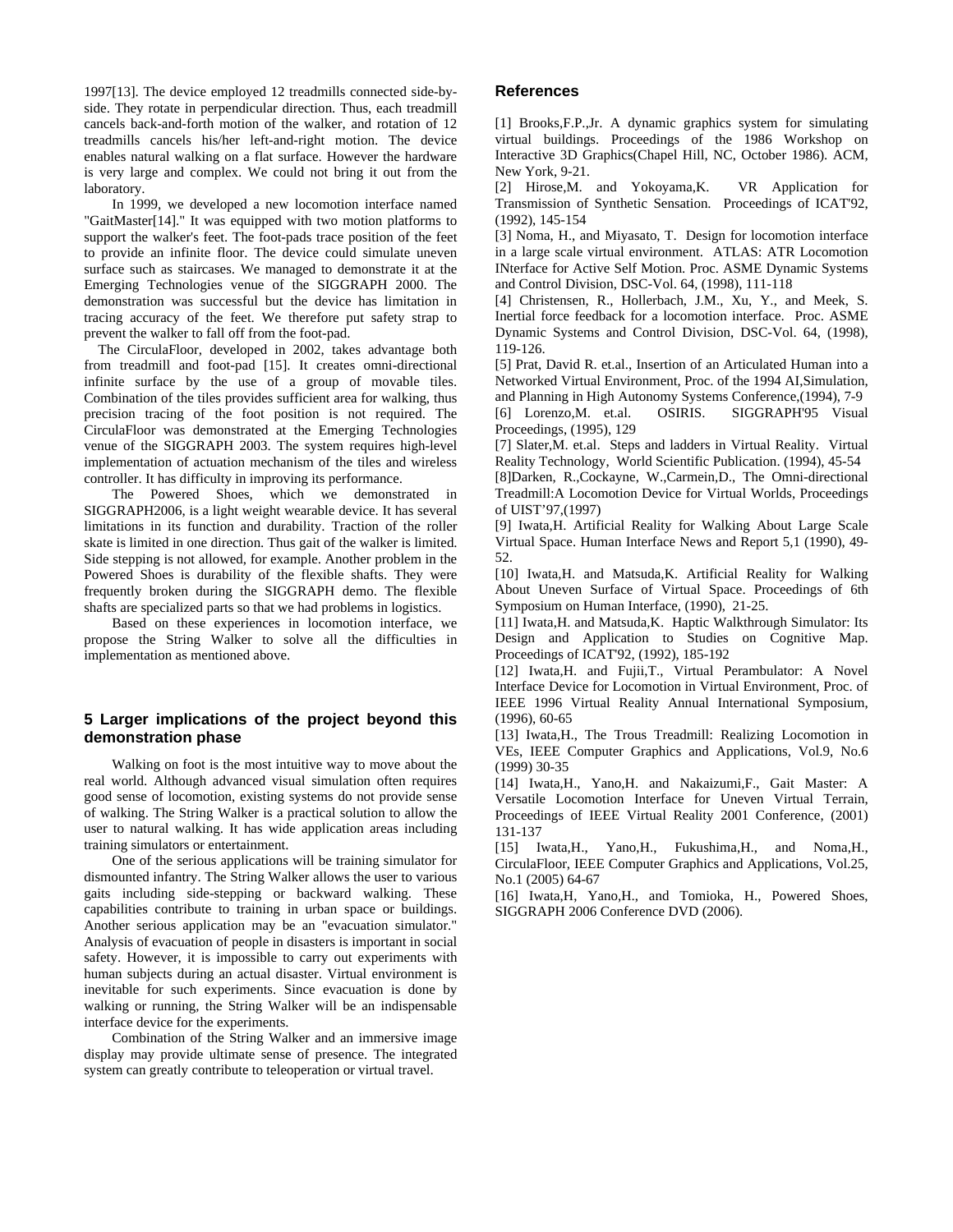1997[13]. The device employed 12 treadmills connected side-by-side. They rotate in perpendicular direction. Thus, each treadmill cancels back-and-forth motion of the walker, and rotation of 12 treadmills cancels his/her left-and-right motion. The device enables natural walking on a flat surface. However the hardware is very large and complex. We could not bring it out from the laboratory.

In 1999, we developed a new locomotion interface named "GaitMaster[14]." It was equipped with two motion platforms to support the walker's feet. The foot-pads trace position of the feet to provide an infinite floor. The device could simulate uneven surface such as staircases. We managed to demonstrate it at the Emerging Technologies venue of the SIGGRAPH 2000. The demonstration was successful but the device has limitation in tracing accuracy of the feet. We therefore put safety strap to prevent the walker to fall off from the foot-pad.

The CirculaFloor, developed in 2002, takes advantage both from treadmill and foot-pad [15]. It creates omni-directional infinite surface by the use of a group of movable tiles. Combination of the tiles provides sufficient area for walking, thus precision tracing of the foot position is not required. The CirculaFloor was demonstrated at the Emerging Technologies venue of the SIGGRAPH 2003. The system requires high-level implementation of actuation mechanism of the tiles and wireless controller. It has difficulty in improving its performance.

The Powered Shoes, which we demonstrated in SIGGRAPH2006, is a light weight wearable device. It has several limitations in its function and durability. Traction of the roller skate is limited in one direction. Thus gait of the walker is limited. Side stepping is not allowed, for example. Another problem in the Powered Shoes is durability of the flexible shafts. They were frequently broken during the SIGGRAPH demo. The flexible shafts are specialized parts so that we had problems in logistics.

Based on these experiences in locomotion interface, we propose the String Walker to solve all the difficulties in implementation as mentioned above.

## 5 Larger implications of the project beyond this demonstration phase

Walking on foot is the most intuitive way to move about the real world. Although advanced visual simulation often requires good sense of locomotion, existing systems do not provide sense of walking. The String Walker is a practical solution to allow the user to natural walking. It has wide application areas including training simulators or entertainment.

One of the serious applications will be training simulator for dismounted infantry. The String Walker allows the user to various gaits including side-stepping or backward walking. These capabilities contribute to training in urban space or buildings. Another serious application may be an "evacuation simulator." Analysis of evacuation of people in disasters is important in social safety. However, it is impossible to carry out experiments with human subjects during an actual disaster. Virtual environment is inevitable for such experiments. Since evacuation is done by walking or running, the String Walker will be an indispensable interface device for the experiments.

Combination of the String Walker and an immersive image display may provide ultimate sense of presence. The integrated system can greatly contribute to teleoperation or virtual travel.

## References

[1] Brooks,F.P.,Jr. A dynamic graphics system for simulating virtual buildings. Proceedings of the 1986 Workshop on Interactive 3D Graphics(Chapel Hill, NC, October 1986). ACM, New York, 9-21.

[2] Hirose,M. and Yokoyama,K. VR Application for Transmission of Synthetic Sensation. Proceedings of ICAT'92, (1992), 145-154

[3] Noma, H., and Miyasato, T. Design for locomotion interface in a large scale virtual environment. ATLAS: ATR Locomotion INterface for Active Self Motion. Proc. ASME Dynamic Systems and Control Division, DSC-Vol. 64, (1998), 111-118

[4] Christensen, R., Hollerbach, J.M., Xu, Y., and Meek, S. Inertial force feedback for a locomotion interface. Proc. ASME Dynamic Systems and Control Division, DSC-Vol. 64, (1998), 119-126.

[5] Prat, David R. et.al., Insertion of an Articulated Human into a Networked Virtual Environment, Proc. of the 1994 AI,Simulation, and Planning in High Autonomy Systems Conference,(1994), 7-9

[6] Lorenzo,M. et.al. OSIRIS. SIGGRAPH'95 Visual Proceedings, (1995), 129

[7] Slater,M. et.al. Steps and ladders in Virtual Reality. Virtual Reality Technology, World Scientific Publication. (1994), 45-54

[8]Darken, R.,Cockayne, W.,Carmein,D., The Omni-directional Treadmill:A Locomotion Device for Virtual Worlds, Proceedings of UIST'97,(1997)

[9] Iwata,H. Artificial Reality for Walking About Large Scale Virtual Space. Human Interface News and Report 5,1 (1990), 49-52.

[10] Iwata,H. and Matsuda,K. Artificial Reality for Walking About Uneven Surface of Virtual Space. Proceedings of 6th Symposium on Human Interface, (1990), 21-25.

[11] Iwata,H. and Matsuda,K. Haptic Walkthrough Simulator: Its Design and Application to Studies on Cognitive Map. Proceedings of ICAT'92, (1992), 185-192

[12] Iwata,H. and Fujii,T., Virtual Perambulator: A Novel Interface Device for Locomotion in Virtual Environment, Proc. of IEEE 1996 Virtual Reality Annual International Symposium, (1996), 60-65

[13] Iwata,H., The Trous Treadmill: Realizing Locomotion in VEs, IEEE Computer Graphics and Applications, Vol.9, No.6 (1999) 30-35

[14] Iwata,H., Yano,H. and Nakaizumi,F., Gait Master: A Versatile Locomotion Interface for Uneven Virtual Terrain, Proceedings of IEEE Virtual Reality 2001 Conference, (2001) 131-137

[15] Iwata,H., Yano,H., Fukushima,H., and Noma,H., CirculaFloor, IEEE Computer Graphics and Applications, Vol.25, No.1 (2005) 64-67

[16] Iwata,H, Yano,H., and Tomioka, H., Powered Shoes, SIGGRAPH 2006 Conference DVD (2006).